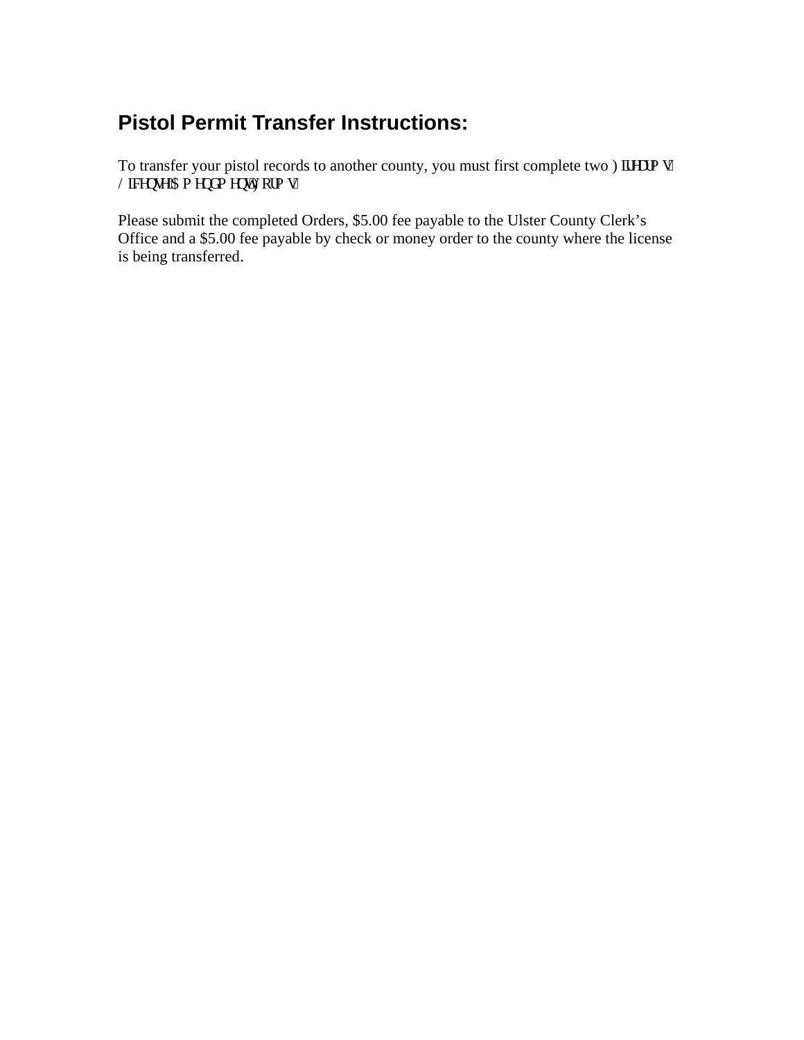## Pistol Permit Transfer Instructions:

To transfer your pistol records to another county, you must first complete two Firearms License Amendment Forms.

Please submit the completed Orders, $5.00 fee payable to the Ulster County Clerk's Office and a $5.00 fee payable by check or money order to the county where the license is being transferred.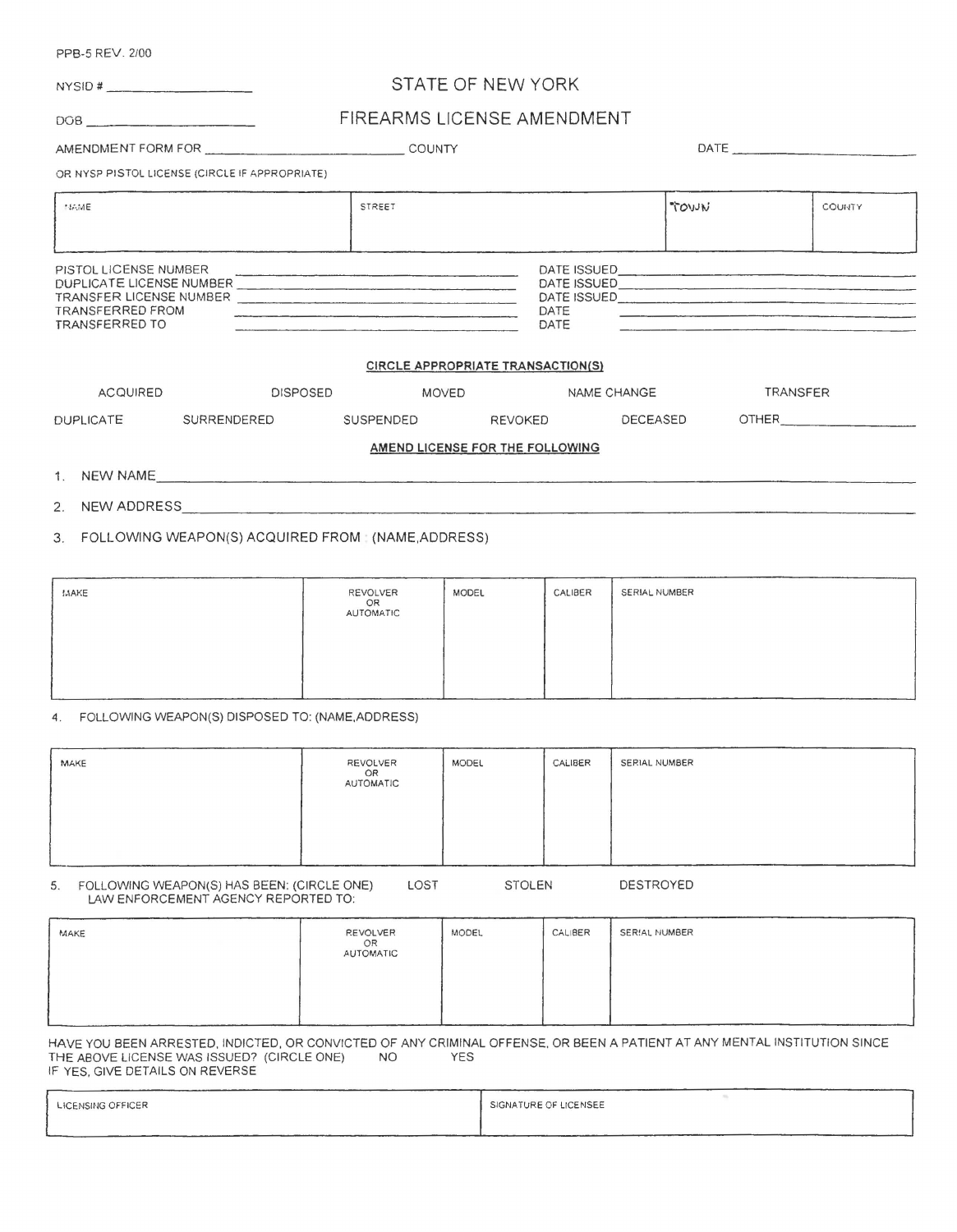PPB-5 REV. 2/00

NYSID # ____________________

DOB ____________________

# STATE OF NEW YORK

# FIREARMS LICENSE AMENDMENT

AMENDMENT FORM FOR ____________________ COUNTY

DATE ____________________

OR NYSP PISTOL LICENSE (CIRCLE IF APPROPRIATE)

| NAME | STREET | TOWN | COUNTY |
|---|---|---|---|
| | | | |

PISTOL LICENSE NUMBER ____________________ DATE ISSUED ____________________

DUPLICATE LICENSE NUMBER ____________________ DATE ISSUED ____________________

TRANSFER LICENSE NUMBER ____________________ DATE ISSUED ____________________

TRANSFERRED FROM ____________________ DATE ____________________

TRANSFERRED TO ____________________ DATE ____________________

**CIRCLE APPROPRIATE TRANSACTION(S)**

ACQUIRED DISPOSED MOVED NAME CHANGE TRANSFER

DUPLICATE SURRENDERED SUSPENDED REVOKED DECEASED OTHER ____________________

**AMEND LICENSE FOR THE FOLLOWING**

1. NEW NAME ____________________
2. NEW ADDRESS ____________________
3. FOLLOWING WEAPON(S) ACQUIRED FROM : (NAME,ADDRESS)

| MAKE | REVOLVER OR AUTOMATIC | MODEL | CALIBER | SERIAL NUMBER |
|---|---|---|---|---|
| | | | | |

4. FOLLOWING WEAPON(S) DISPOSED TO: (NAME,ADDRESS)

| MAKE | REVOLVER OR AUTOMATIC | MODEL | CALIBER | SERIAL NUMBER |
|---|---|---|---|---|
| | | | | |

5. FOLLOWING WEAPON(S) HAS BEEN: (CIRCLE ONE) LOST STOLEN DESTROYED
   LAW ENFORCEMENT AGENCY REPORTED TO:

| MAKE | REVOLVER OR AUTOMATIC | MODEL | CALIBER | SERIAL NUMBER |
|---|---|---|---|---|
| | | | | |

HAVE YOU BEEN ARRESTED, INDICTED, OR CONVICTED OF ANY CRIMINAL OFFENSE, OR BEEN A PATIENT AT ANY MENTAL INSTITUTION SINCE THE ABOVE LICENSE WAS ISSUED? (CIRCLE ONE) NO YES

IF YES, GIVE DETAILS ON REVERSE

| LICENSING OFFICER | SIGNATURE OF LICENSEE |
|---|---|
| | |